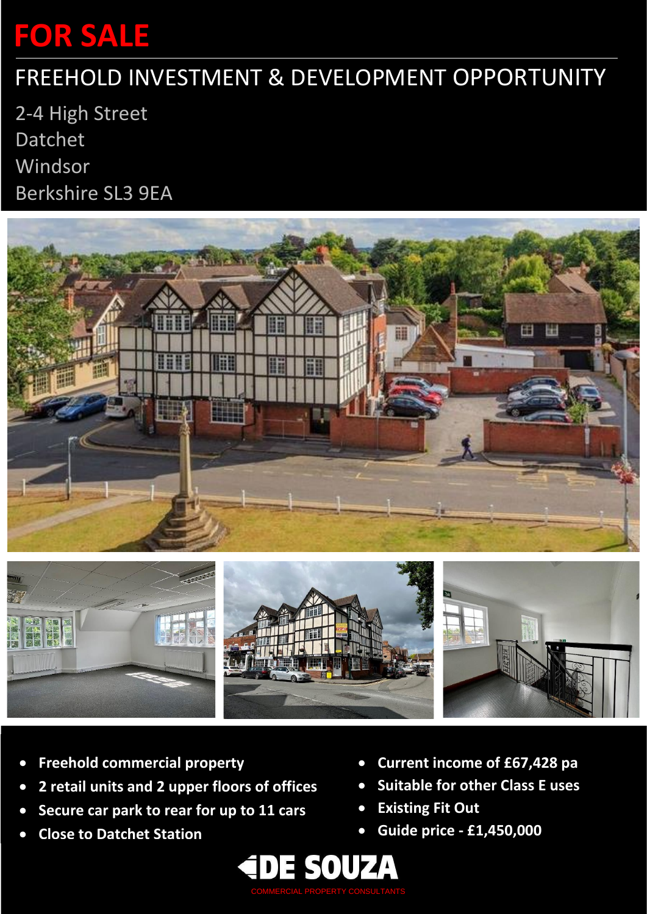# FOR SALE

## FREEHOLD INVESTMENT & DEVELOPMENT OPPORTUNITY

2-4 High Street
Datchet
Windsor
Berkshire SL3 9EA

- **Freehold commercial property**
- **2 retail units and 2 upper floors of offices**
- **Secure car park to rear for up to 11 cars**
- **Close to Datchet Station**
- **Current income of £67,428 pa**
- **Suitable for other Class E uses**
- **Existing Fit Out**
- **Guide price - £1,450,000**

DE SOUZA
COMMERCIAL PROPERTY CONSULTANTS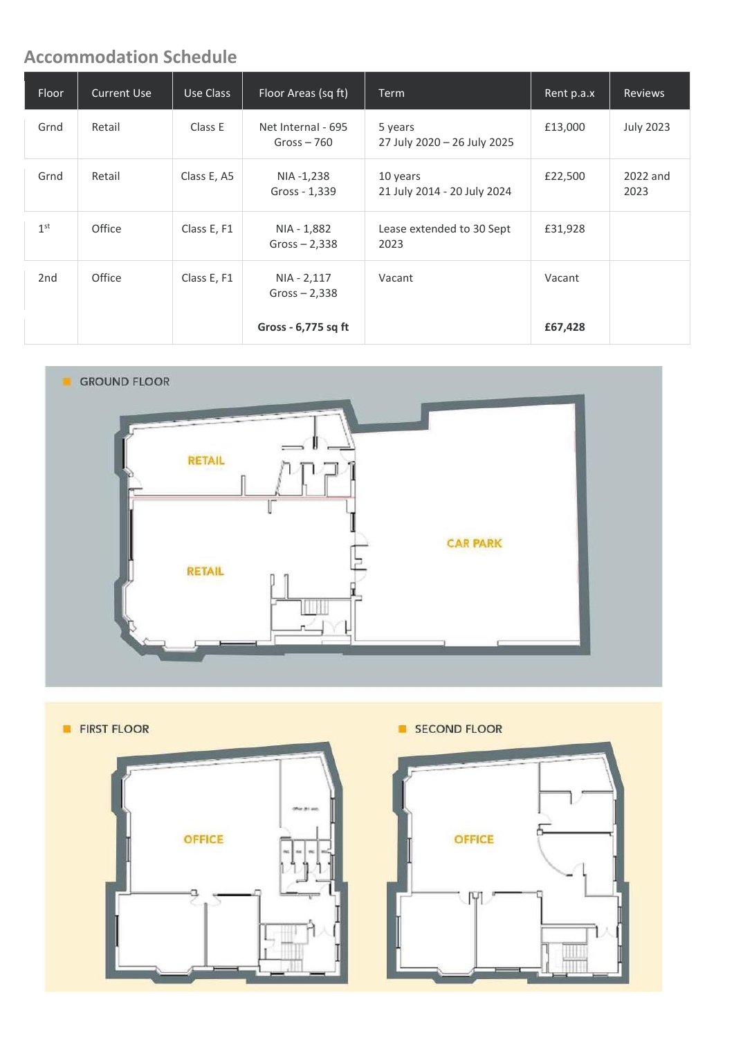## Accommodation Schedule

| Floor | Current Use | Use Class | Floor Areas (sq ft) | Term | Rent p.a.x | Reviews |
|---|---|---|---|---|---|---|
| Grnd | Retail | Class E | Net Internal - 695<br>Gross – 760 | 5 years<br>27 July 2020 – 26 July 2025 | £13,000 | July 2023 |
| Grnd | Retail | Class E, A5 | NIA -1,238<br>Gross - 1,339 | 10 years<br>21 July 2014 - 20 July 2024 | £22,500 | 2022 and 2023 |
| 1st | Office | Class E, F1 | NIA - 1,882<br>Gross – 2,338 | Lease extended to 30 Sept 2023 | £31,928 | |
| 2nd | Office | Class E, F1 | NIA - 2,117<br>Gross – 2,338 | Vacant | Vacant | |
| | | | **Gross - 6,775 sq ft** | | **£67,428** | |

GROUND FLOOR

RETAIL

RETAIL

CAR PARK

FIRST FLOOR

OFFICE

SECOND FLOOR

OFFICE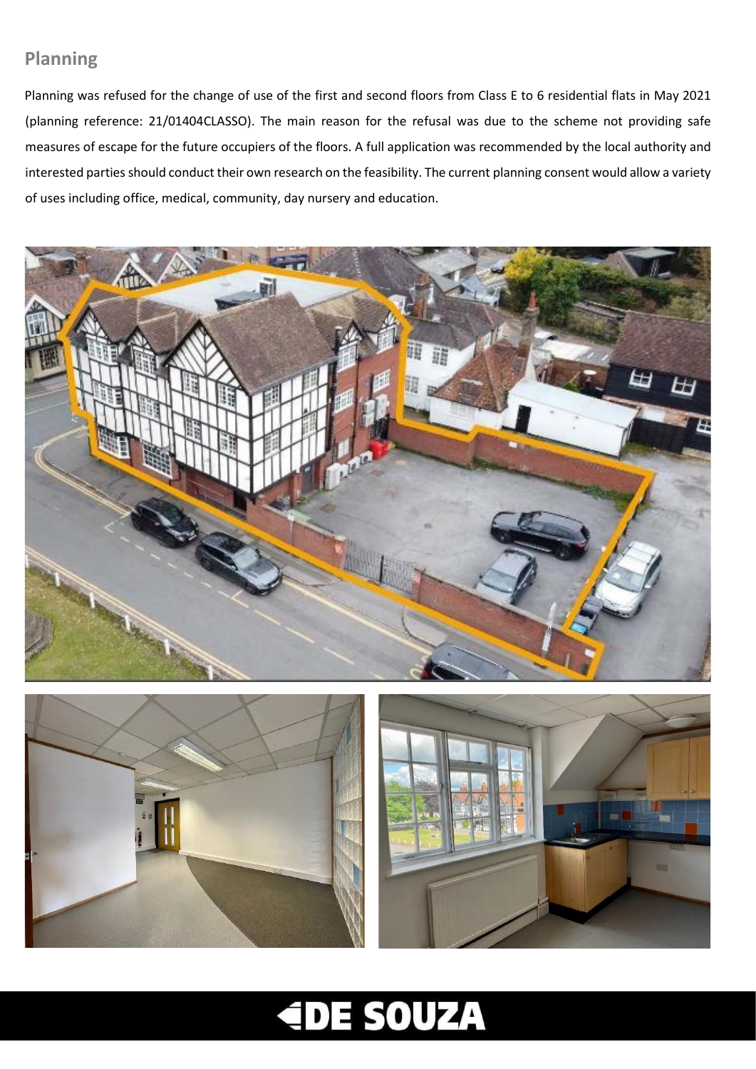## Planning

Planning was refused for the change of use of the first and second floors from Class E to 6 residential flats in May 2021 (planning reference: 21/01404CLASSO). The main reason for the refusal was due to the scheme not providing safe measures of escape for the future occupiers of the floors. A full application was recommended by the local authority and interested parties should conduct their own research on the feasibility. The current planning consent would allow a variety of uses including office, medical, community, day nursery and education.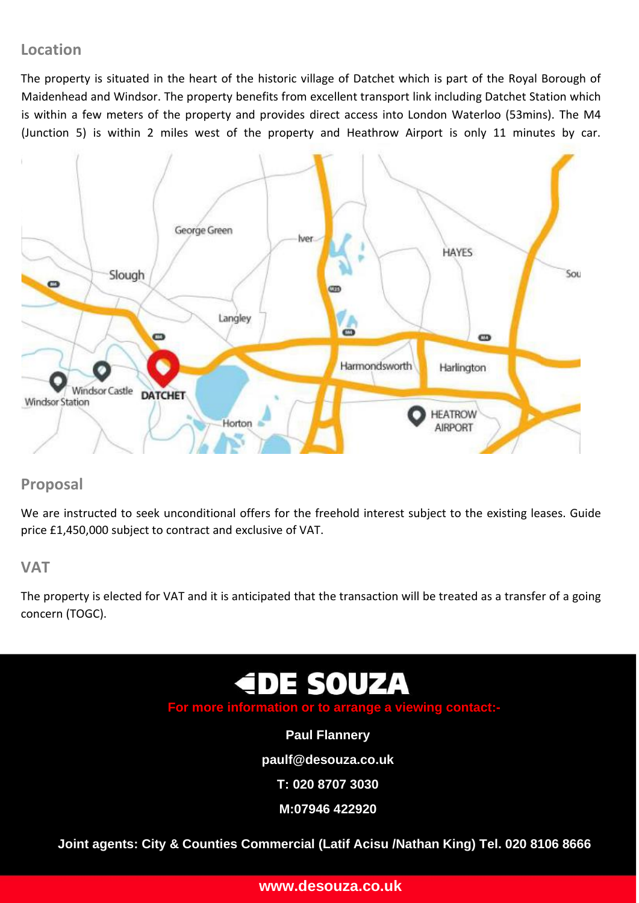## Location

The property is situated in the heart of the historic village of Datchet which is part of the Royal Borough of Maidenhead and Windsor. The property benefits from excellent transport link including Datchet Station which is within a few meters of the property and provides direct access into London Waterloo (53mins). The M4 (Junction 5) is within 2 miles west of the property and Heathrow Airport is only 11 minutes by car.

George Green
Iver
HAYES
Slough
Langley
Harmondsworth
Harlington
Windsor Castle
DATCHET
Windsor Station
HEATROW AIRPORT
Horton

## Proposal

We are instructed to seek unconditional offers for the freehold interest subject to the existing leases. Guide price £1,450,000 subject to contract and exclusive of VAT.

## VAT

The property is elected for VAT and it is anticipated that the transaction will be treated as a transfer of a going concern (TOGC).

**DE SOUZA**

**For more information or to arrange a viewing contact:-**

**Paul Flannery**

**paulf@desouza.co.uk**

**T: 020 8707 3030**

**M:07946 422920**

**Joint agents: City & Counties Commercial (Latif Acisu /Nathan King) Tel. 020 8106 8666**

**www.desouza.co.uk**